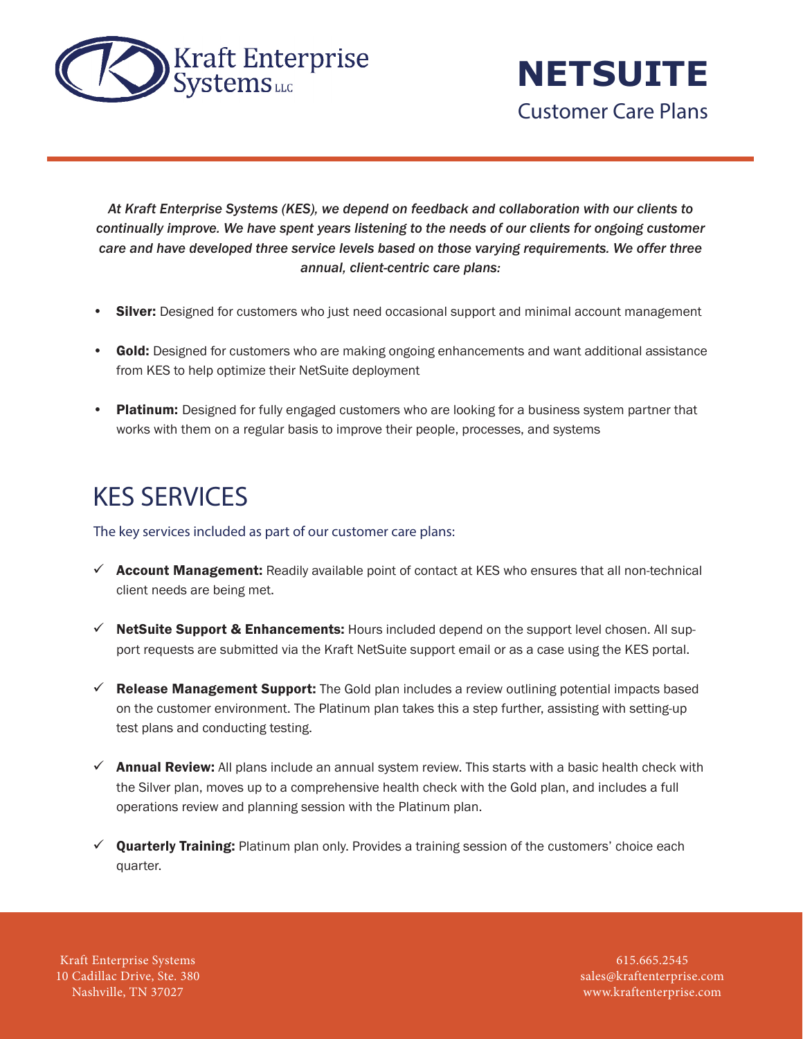Kraft Enterprise Systems LLC

# NETSUITE

## Customer Care Plans

*At Kraft Enterprise Systems (KES), we depend on feedback and collaboration with our clients to continually improve. We have spent years listening to the needs of our clients for ongoing customer care and have developed three service levels based on those varying requirements. We offer three annual, client-centric care plans:*

- **Silver:** Designed for customers who just need occasional support and minimal account management
- **Gold:** Designed for customers who are making ongoing enhancements and want additional assistance from KES to help optimize their NetSuite deployment
- **Platinum:** Designed for fully engaged customers who are looking for a business system partner that works with them on a regular basis to improve their people, processes, and systems

## KES SERVICES

The key services included as part of our customer care plans:

- ✓ **Account Management:** Readily available point of contact at KES who ensures that all non-technical client needs are being met.
- ✓ **NetSuite Support & Enhancements:** Hours included depend on the support level chosen. All support requests are submitted via the Kraft NetSuite support email or as a case using the KES portal.
- ✓ **Release Management Support:** The Gold plan includes a review outlining potential impacts based on the customer environment. The Platinum plan takes this a step further, assisting with setting-up test plans and conducting testing.
- ✓ **Annual Review:** All plans include an annual system review. This starts with a basic health check with the Silver plan, moves up to a comprehensive health check with the Gold plan, and includes a full operations review and planning session with the Platinum plan.
- ✓ **Quarterly Training:** Platinum plan only. Provides a training session of the customers' choice each quarter.

Kraft Enterprise Systems
10 Cadillac Drive, Ste. 380
Nashville, TN 37027

615.665.2545
sales@kraftenterprise.com
www.kraftenterprise.com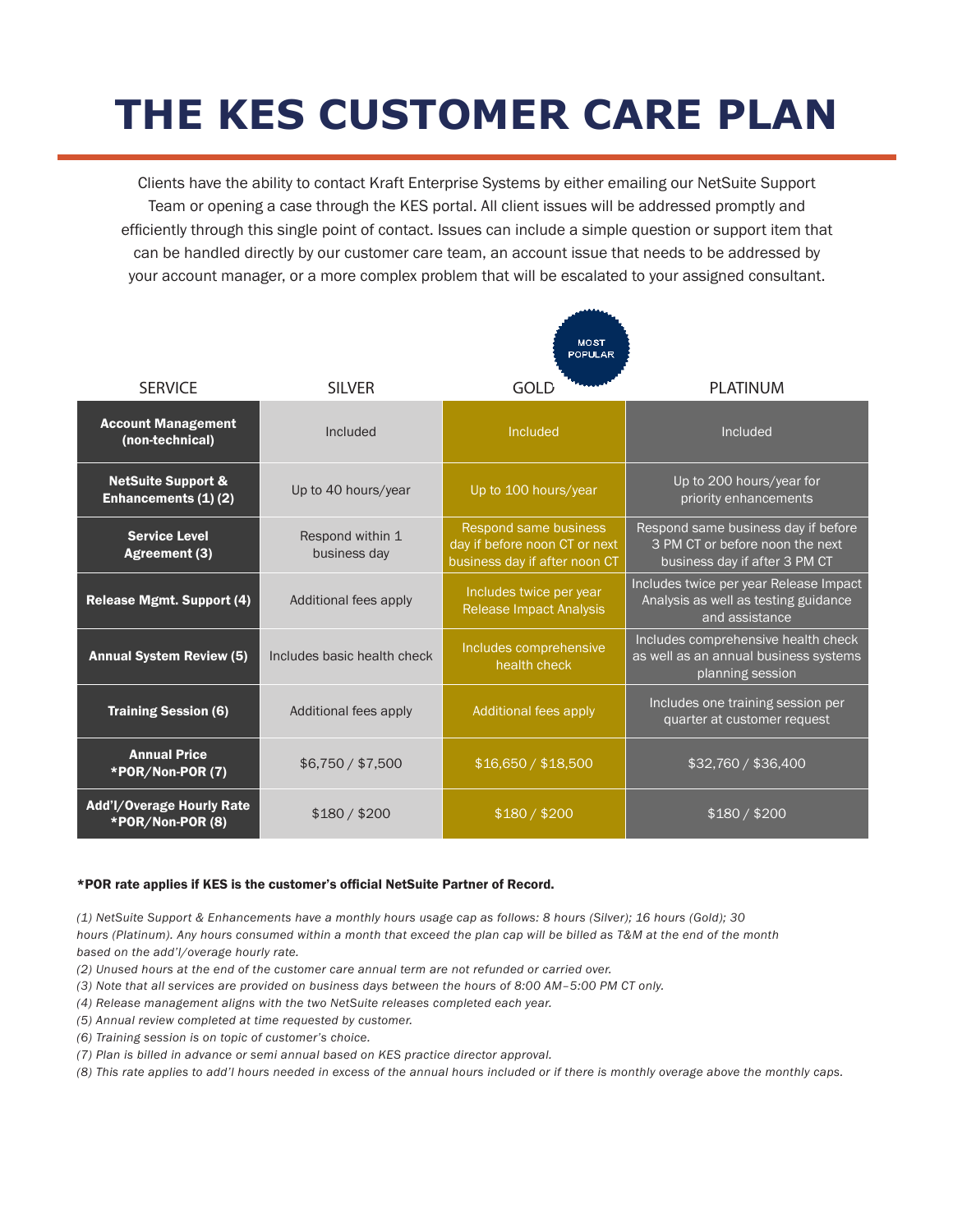# THE KES CUSTOMER CARE PLAN

Clients have the ability to contact Kraft Enterprise Systems by either emailing our NetSuite Support Team or opening a case through the KES portal. All client issues will be addressed promptly and efficiently through this single point of contact. Issues can include a simple question or support item that can be handled directly by our customer care team, an account issue that needs to be addressed by your account manager, or a more complex problem that will be escalated to your assigned consultant.

| SERVICE | SILVER | GOLD (MOST POPULAR) | PLATINUM |
|---|---|---|---|
| **Account Management (non-technical)** | Included | Included | Included |
| **NetSuite Support & Enhancements (1) (2)** | Up to 40 hours/year | Up to 100 hours/year | Up to 200 hours/year for priority enhancements |
| **Service Level Agreement (3)** | Respond within 1 business day | Respond same business day if before noon CT or next business day if after noon CT | Respond same business day if before 3 PM CT or before noon the next business day if after 3 PM CT |
| **Release Mgmt. Support (4)** | Additional fees apply | Includes twice per year Release Impact Analysis | Includes twice per year Release Impact Analysis as well as testing guidance and assistance |
| **Annual System Review (5)** | Includes basic health check | Includes comprehensive health check | Includes comprehensive health check as well as an annual business systems planning session |
| **Training Session (6)** | Additional fees apply | Additional fees apply | Includes one training session per quarter at customer request |
| **Annual Price *POR/Non-POR (7)** | $6,750 / $7,500 | $16,650 / $18,500 | $32,760 / $36,400 |
| **Add'l/Overage Hourly Rate *POR/Non-POR (8)** | $180 / $200 | $180 / $200 | $180 / $200 |

***POR rate applies if KES is the customer's official NetSuite Partner of Record.**

*(1) NetSuite Support & Enhancements have a monthly hours usage cap as follows: 8 hours (Silver); 16 hours (Gold); 30 hours (Platinum). Any hours consumed within a month that exceed the plan cap will be billed as T&M at the end of the month based on the add'l/overage hourly rate.*

*(2) Unused hours at the end of the customer care annual term are not refunded or carried over.*

*(3) Note that all services are provided on business days between the hours of 8:00 AM–5:00 PM CT only.*

*(4) Release management aligns with the two NetSuite releases completed each year.*

*(5) Annual review completed at time requested by customer.*

*(6) Training session is on topic of customer's choice.*

*(7) Plan is billed in advance or semi annual based on KES practice director approval.*

*(8) This rate applies to add'l hours needed in excess of the annual hours included or if there is monthly overage above the monthly caps.*